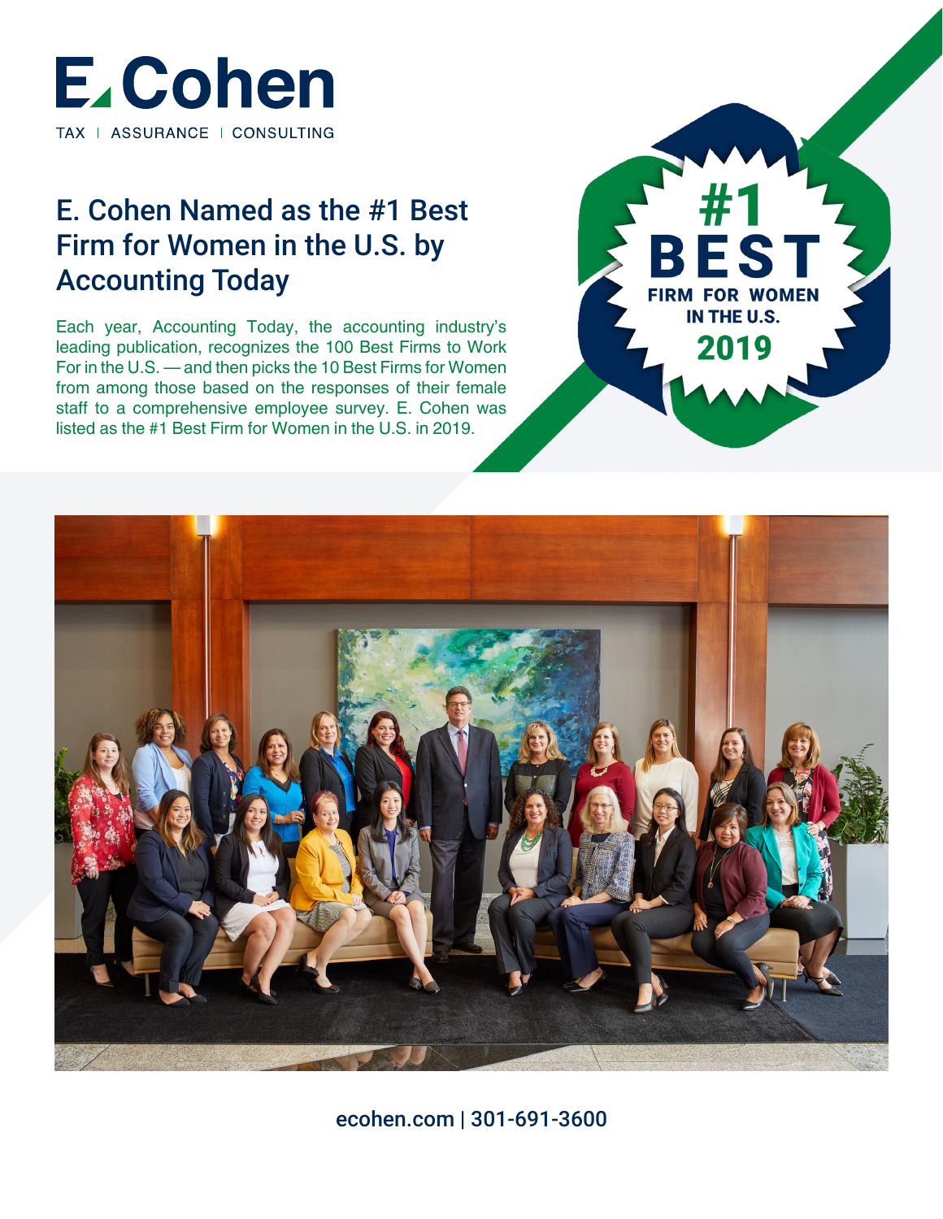E. Cohen

TAX | ASSURANCE | CONSULTING

# E. Cohen Named as the #1 Best Firm for Women in the U.S. by Accounting Today

Each year, Accounting Today, the accounting industry's leading publication, recognizes the 100 Best Firms to Work For in the U.S. — and then picks the 10 Best Firms for Women from among those based on the responses of their female staff to a comprehensive employee survey. E. Cohen was listed as the #1 Best Firm for Women in the U.S. in 2019.

#1 BEST FIRM FOR WOMEN IN THE U.S. 2019

ecohen.com | 301-691-3600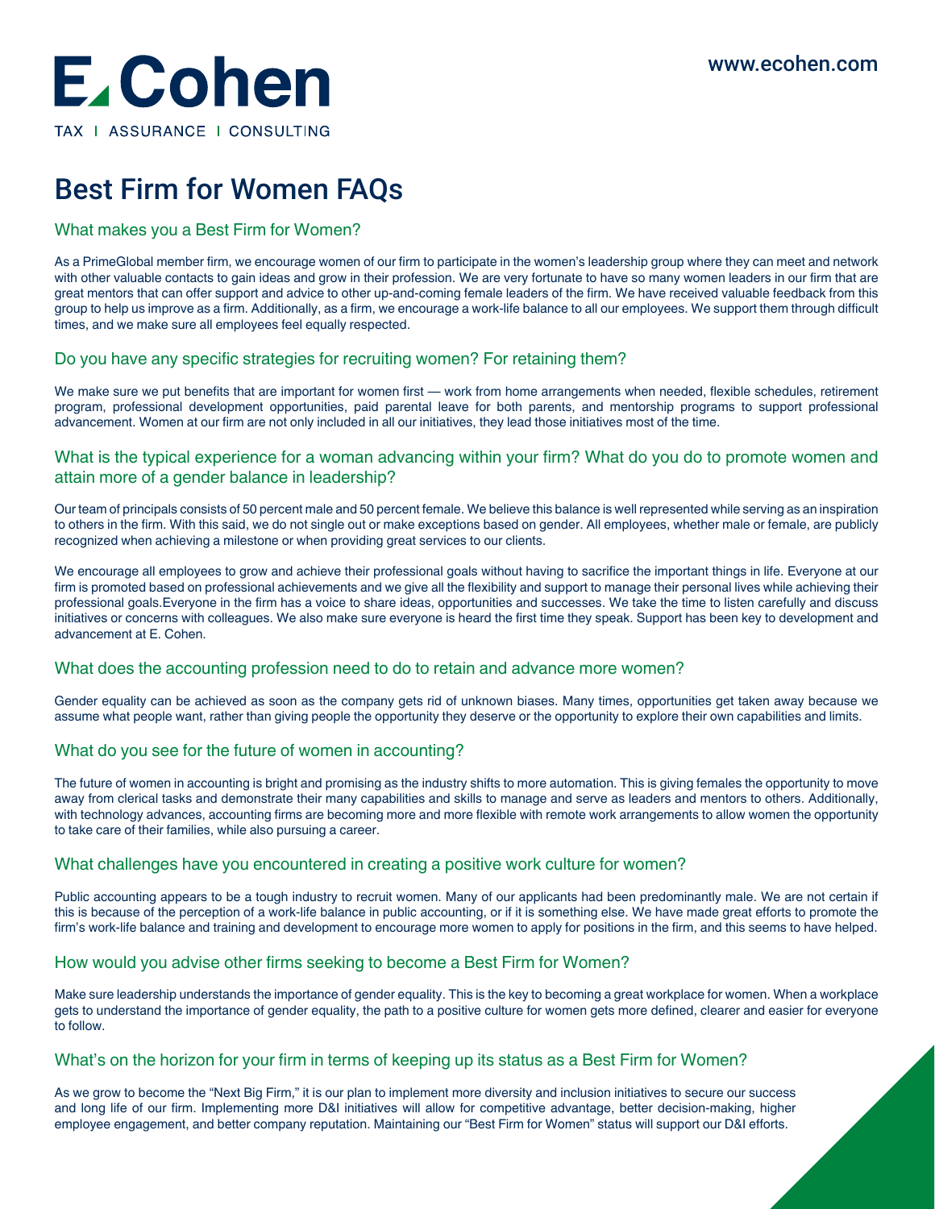E. Cohen

TAX I ASSURANCE I CONSULTING

www.ecohen.com

# Best Firm for Women FAQs

## What makes you a Best Firm for Women?

As a PrimeGlobal member firm, we encourage women of our firm to participate in the women's leadership group where they can meet and network with other valuable contacts to gain ideas and grow in their profession. We are very fortunate to have so many women leaders in our firm that are great mentors that can offer support and advice to other up-and-coming female leaders of the firm. We have received valuable feedback from this group to help us improve as a firm. Additionally, as a firm, we encourage a work-life balance to all our employees. We support them through difficult times, and we make sure all employees feel equally respected.

## Do you have any specific strategies for recruiting women? For retaining them?

We make sure we put benefits that are important for women first — work from home arrangements when needed, flexible schedules, retirement program, professional development opportunities, paid parental leave for both parents, and mentorship programs to support professional advancement. Women at our firm are not only included in all our initiatives, they lead those initiatives most of the time.

## What is the typical experience for a woman advancing within your firm? What do you do to promote women and attain more of a gender balance in leadership?

Our team of principals consists of 50 percent male and 50 percent female. We believe this balance is well represented while serving as an inspiration to others in the firm. With this said, we do not single out or make exceptions based on gender. All employees, whether male or female, are publicly recognized when achieving a milestone or when providing great services to our clients.

We encourage all employees to grow and achieve their professional goals without having to sacrifice the important things in life. Everyone at our firm is promoted based on professional achievements and we give all the flexibility and support to manage their personal lives while achieving their professional goals.Everyone in the firm has a voice to share ideas, opportunities and successes. We take the time to listen carefully and discuss initiatives or concerns with colleagues. We also make sure everyone is heard the first time they speak. Support has been key to development and advancement at E. Cohen.

## What does the accounting profession need to do to retain and advance more women?

Gender equality can be achieved as soon as the company gets rid of unknown biases. Many times, opportunities get taken away because we assume what people want, rather than giving people the opportunity they deserve or the opportunity to explore their own capabilities and limits.

## What do you see for the future of women in accounting?

The future of women in accounting is bright and promising as the industry shifts to more automation. This is giving females the opportunity to move away from clerical tasks and demonstrate their many capabilities and skills to manage and serve as leaders and mentors to others. Additionally, with technology advances, accounting firms are becoming more and more flexible with remote work arrangements to allow women the opportunity to take care of their families, while also pursuing a career.

## What challenges have you encountered in creating a positive work culture for women?

Public accounting appears to be a tough industry to recruit women. Many of our applicants had been predominantly male. We are not certain if this is because of the perception of a work-life balance in public accounting, or if it is something else. We have made great efforts to promote the firm's work-life balance and training and development to encourage more women to apply for positions in the firm, and this seems to have helped.

## How would you advise other firms seeking to become a Best Firm for Women?

Make sure leadership understands the importance of gender equality. This is the key to becoming a great workplace for women. When a workplace gets to understand the importance of gender equality, the path to a positive culture for women gets more defined, clearer and easier for everyone to follow.

## What's on the horizon for your firm in terms of keeping up its status as a Best Firm for Women?

As we grow to become the "Next Big Firm," it is our plan to implement more diversity and inclusion initiatives to secure our success and long life of our firm. Implementing more D&I initiatives will allow for competitive advantage, better decision-making, higher employee engagement, and better company reputation. Maintaining our "Best Firm for Women" status will support our D&I efforts.